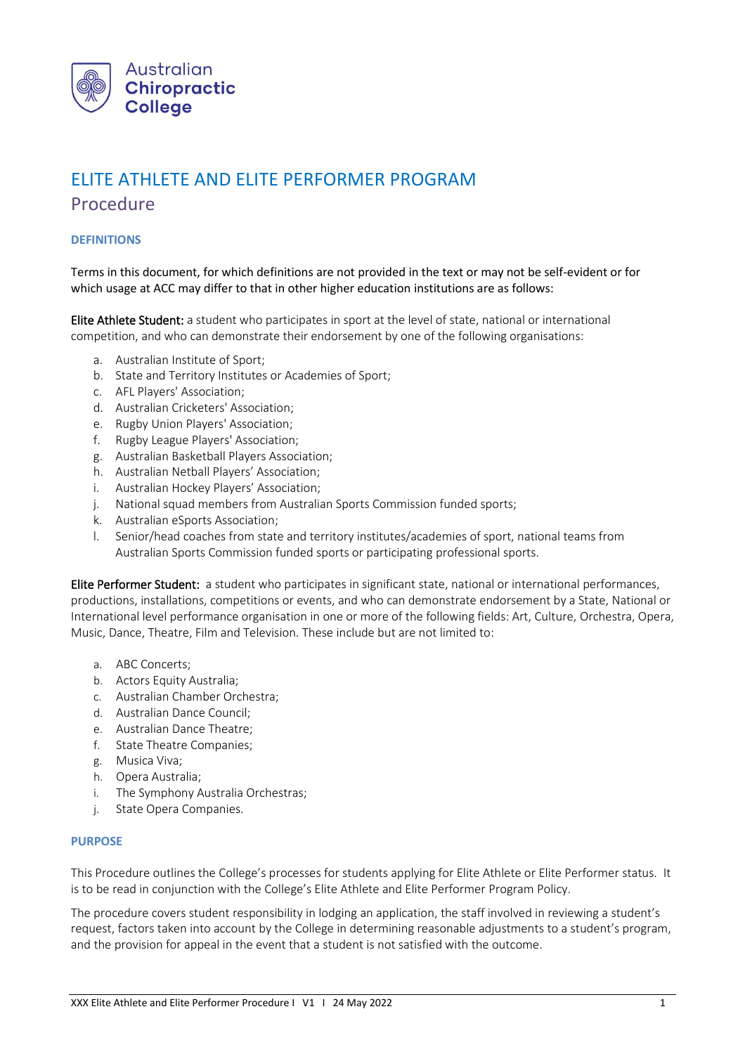Australian **Chiropractic College**

# ELITE ATHLETE AND ELITE PERFORMER PROGRAM

## Procedure

### DEFINITIONS

Terms in this document, for which definitions are not provided in the text or may not be self-evident or for which usage at ACC may differ to that in other higher education institutions are as follows:

**Elite Athlete Student:** a student who participates in sport at the level of state, national or international competition, and who can demonstrate their endorsement by one of the following organisations:

a. Australian Institute of Sport;
b. State and Territory Institutes or Academies of Sport;
c. AFL Players' Association;
d. Australian Cricketers' Association;
e. Rugby Union Players' Association;
f. Rugby League Players' Association;
g. Australian Basketball Players Association;
h. Australian Netball Players' Association;
i. Australian Hockey Players' Association;
j. National squad members from Australian Sports Commission funded sports;
k. Australian eSports Association;
l. Senior/head coaches from state and territory institutes/academies of sport, national teams from Australian Sports Commission funded sports or participating professional sports.

**Elite Performer Student:** a student who participates in significant state, national or international performances, productions, installations, competitions or events, and who can demonstrate endorsement by a State, National or International level performance organisation in one or more of the following fields: Art, Culture, Orchestra, Opera, Music, Dance, Theatre, Film and Television. These include but are not limited to:

a. ABC Concerts;
b. Actors Equity Australia;
c. Australian Chamber Orchestra;
d. Australian Dance Council;
e. Australian Dance Theatre;
f. State Theatre Companies;
g. Musica Viva;
h. Opera Australia;
i. The Symphony Australia Orchestras;
j. State Opera Companies.

### PURPOSE

This Procedure outlines the College's processes for students applying for Elite Athlete or Elite Performer status. It is to be read in conjunction with the College's Elite Athlete and Elite Performer Program Policy.

The procedure covers student responsibility in lodging an application, the staff involved in reviewing a student's request, factors taken into account by the College in determining reasonable adjustments to a student's program, and the provision for appeal in the event that a student is not satisfied with the outcome.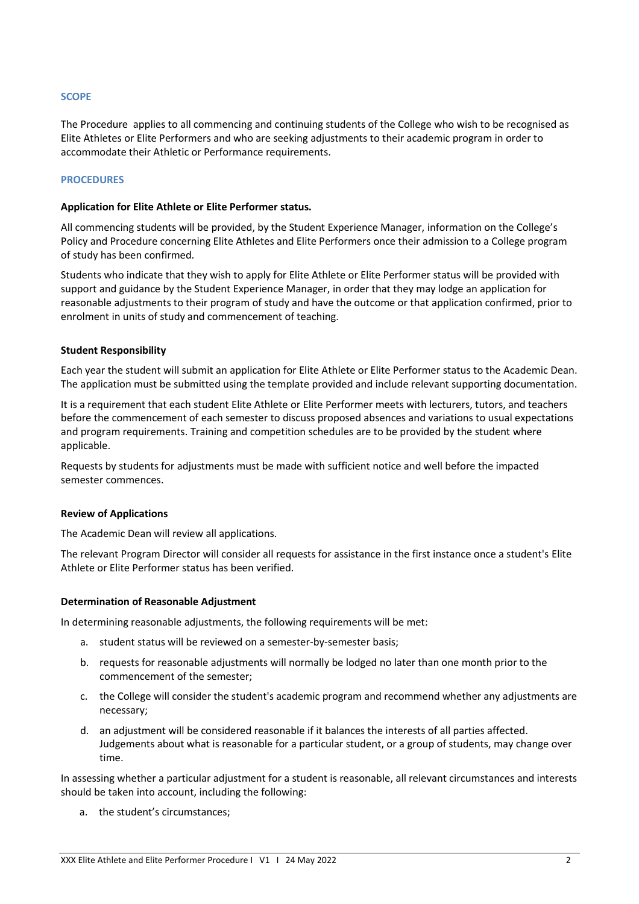## SCOPE

The Procedure applies to all commencing and continuing students of the College who wish to be recognised as Elite Athletes or Elite Performers and who are seeking adjustments to their academic program in order to accommodate their Athletic or Performance requirements.

## PROCEDURES

### Application for Elite Athlete or Elite Performer status.

All commencing students will be provided, by the Student Experience Manager, information on the College's Policy and Procedure concerning Elite Athletes and Elite Performers once their admission to a College program of study has been confirmed.

Students who indicate that they wish to apply for Elite Athlete or Elite Performer status will be provided with support and guidance by the Student Experience Manager, in order that they may lodge an application for reasonable adjustments to their program of study and have the outcome or that application confirmed, prior to enrolment in units of study and commencement of teaching.

### Student Responsibility

Each year the student will submit an application for Elite Athlete or Elite Performer status to the Academic Dean. The application must be submitted using the template provided and include relevant supporting documentation.

It is a requirement that each student Elite Athlete or Elite Performer meets with lecturers, tutors, and teachers before the commencement of each semester to discuss proposed absences and variations to usual expectations and program requirements. Training and competition schedules are to be provided by the student where applicable.

Requests by students for adjustments must be made with sufficient notice and well before the impacted semester commences.

### Review of Applications

The Academic Dean will review all applications.

The relevant Program Director will consider all requests for assistance in the first instance once a student's Elite Athlete or Elite Performer status has been verified.

### Determination of Reasonable Adjustment

In determining reasonable adjustments, the following requirements will be met:

a. student status will be reviewed on a semester-by-semester basis;

b. requests for reasonable adjustments will normally be lodged no later than one month prior to the commencement of the semester;

c. the College will consider the student's academic program and recommend whether any adjustments are necessary;

d. an adjustment will be considered reasonable if it balances the interests of all parties affected. Judgements about what is reasonable for a particular student, or a group of students, may change over time.

In assessing whether a particular adjustment for a student is reasonable, all relevant circumstances and interests should be taken into account, including the following:

a. the student's circumstances;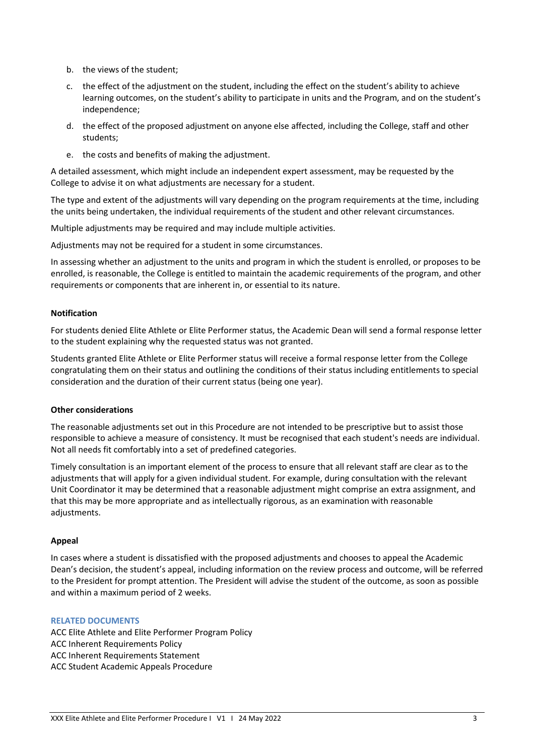b. the views of the student;

c. the effect of the adjustment on the student, including the effect on the student's ability to achieve learning outcomes, on the student's ability to participate in units and the Program, and on the student's independence;

d. the effect of the proposed adjustment on anyone else affected, including the College, staff and other students;

e. the costs and benefits of making the adjustment.

A detailed assessment, which might include an independent expert assessment, may be requested by the College to advise it on what adjustments are necessary for a student.

The type and extent of the adjustments will vary depending on the program requirements at the time, including the units being undertaken, the individual requirements of the student and other relevant circumstances.

Multiple adjustments may be required and may include multiple activities.

Adjustments may not be required for a student in some circumstances.

In assessing whether an adjustment to the units and program in which the student is enrolled, or proposes to be enrolled, is reasonable, the College is entitled to maintain the academic requirements of the program, and other requirements or components that are inherent in, or essential to its nature.

**Notification**

For students denied Elite Athlete or Elite Performer status, the Academic Dean will send a formal response letter to the student explaining why the requested status was not granted.

Students granted Elite Athlete or Elite Performer status will receive a formal response letter from the College congratulating them on their status and outlining the conditions of their status including entitlements to special consideration and the duration of their current status (being one year).

**Other considerations**

The reasonable adjustments set out in this Procedure are not intended to be prescriptive but to assist those responsible to achieve a measure of consistency. It must be recognised that each student's needs are individual. Not all needs fit comfortably into a set of predefined categories.

Timely consultation is an important element of the process to ensure that all relevant staff are clear as to the adjustments that will apply for a given individual student. For example, during consultation with the relevant Unit Coordinator it may be determined that a reasonable adjustment might comprise an extra assignment, and that this may be more appropriate and as intellectually rigorous, as an examination with reasonable adjustments.

**Appeal**

In cases where a student is dissatisfied with the proposed adjustments and chooses to appeal the Academic Dean's decision, the student's appeal, including information on the review process and outcome, will be referred to the President for prompt attention. The President will advise the student of the outcome, as soon as possible and within a maximum period of 2 weeks.

## RELATED DOCUMENTS

ACC Elite Athlete and Elite Performer Program Policy
ACC Inherent Requirements Policy
ACC Inherent Requirements Statement
ACC Student Academic Appeals Procedure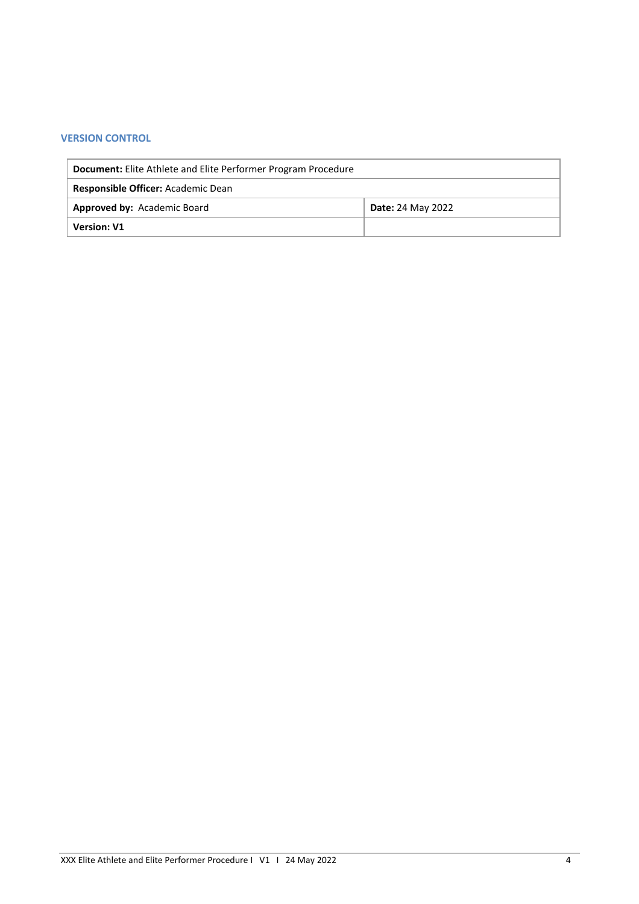## VERSION CONTROL

| | |
|---|---|
| **Document:** Elite Athlete and Elite Performer Program Procedure | |
| **Responsible Officer:** Academic Dean | |
| **Approved by:** Academic Board | **Date:** 24 May 2022 |
| **Version: V1** | |